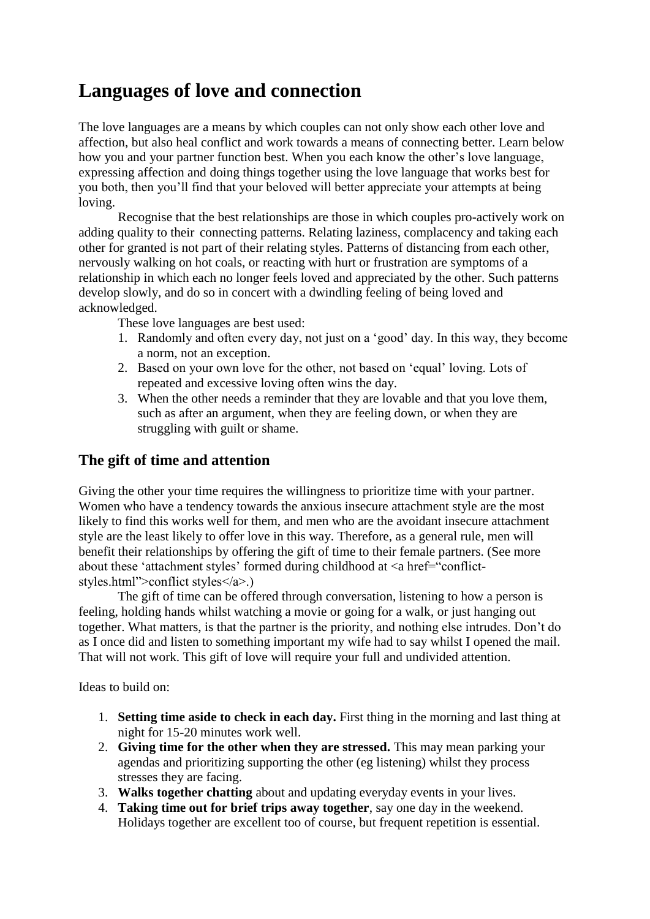# Languages of love and connection

The love languages are a means by which couples can not only show each other love and affection, but also heal conflict and work towards a means of connecting better. Learn below how you and your partner function best. When you each know the other's love language, expressing affection and doing things together using the love language that works best for you both, then you'll find that your beloved will better appreciate your attempts at being loving.

Recognise that the best relationships are those in which couples pro-actively work on adding quality to their connecting patterns. Relating laziness, complacency and taking each other for granted is not part of their relating styles. Patterns of distancing from each other, nervously walking on hot coals, or reacting with hurt or frustration are symptoms of a relationship in which each no longer feels loved and appreciated by the other. Such patterns develop slowly, and do so in concert with a dwindling feeling of being loved and acknowledged.

These love languages are best used:

1. Randomly and often every day, not just on a 'good' day. In this way, they become a norm, not an exception.
2. Based on your own love for the other, not based on 'equal' loving. Lots of repeated and excessive loving often wins the day.
3. When the other needs a reminder that they are lovable and that you love them, such as after an argument, when they are feeling down, or when they are struggling with guilt or shame.

## The gift of time and attention

Giving the other your time requires the willingness to prioritize time with your partner. Women who have a tendency towards the anxious insecure attachment style are the most likely to find this works well for them, and men who are the avoidant insecure attachment style are the least likely to offer love in this way. Therefore, as a general rule, men will benefit their relationships by offering the gift of time to their female partners. (See more about these 'attachment styles' formed during childhood at <a href="conflict-styles.html">conflict styles</a>.)

The gift of time can be offered through conversation, listening to how a person is feeling, holding hands whilst watching a movie or going for a walk, or just hanging out together. What matters, is that the partner is the priority, and nothing else intrudes. Don't do as I once did and listen to something important my wife had to say whilst I opened the mail. That will not work. This gift of love will require your full and undivided attention.

Ideas to build on:

1. **Setting time aside to check in each day.** First thing in the morning and last thing at night for 15-20 minutes work well.
2. **Giving time for the other when they are stressed.** This may mean parking your agendas and prioritizing supporting the other (eg listening) whilst they process stresses they are facing.
3. **Walks together chatting** about and updating everyday events in your lives.
4. **Taking time out for brief trips away together**, say one day in the weekend. Holidays together are excellent too of course, but frequent repetition is essential.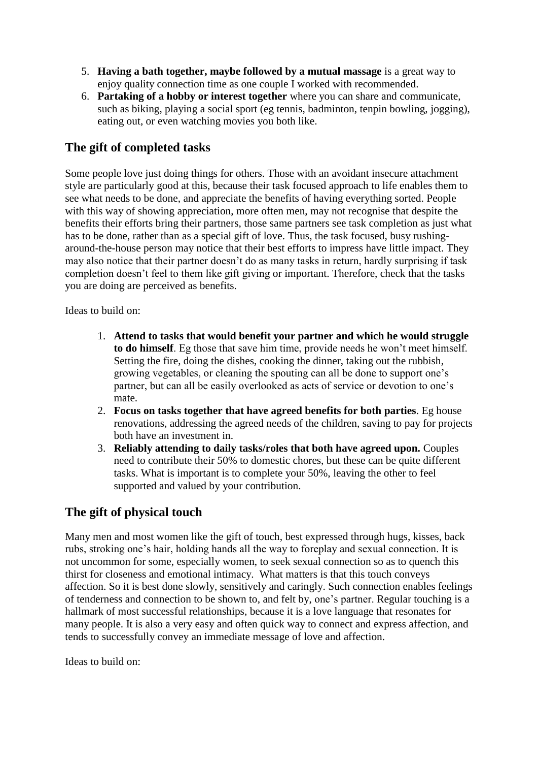5. **Having a bath together, maybe followed by a mutual massage** is a great way to enjoy quality connection time as one couple I worked with recommended.
6. **Partaking of a hobby or interest together** where you can share and communicate, such as biking, playing a social sport (eg tennis, badminton, tenpin bowling, jogging), eating out, or even watching movies you both like.

## The gift of completed tasks

Some people love just doing things for others. Those with an avoidant insecure attachment style are particularly good at this, because their task focused approach to life enables them to see what needs to be done, and appreciate the benefits of having everything sorted. People with this way of showing appreciation, more often men, may not recognise that despite the benefits their efforts bring their partners, those same partners see task completion as just what has to be done, rather than as a special gift of love. Thus, the task focused, busy rushing-around-the-house person may notice that their best efforts to impress have little impact. They may also notice that their partner doesn't do as many tasks in return, hardly surprising if task completion doesn't feel to them like gift giving or important. Therefore, check that the tasks you are doing are perceived as benefits.

Ideas to build on:

1. **Attend to tasks that would benefit your partner and which he would struggle to do himself**. Eg those that save him time, provide needs he won't meet himself. Setting the fire, doing the dishes, cooking the dinner, taking out the rubbish, growing vegetables, or cleaning the spouting can all be done to support one's partner, but can all be easily overlooked as acts of service or devotion to one's mate.
2. **Focus on tasks together that have agreed benefits for both parties**. Eg house renovations, addressing the agreed needs of the children, saving to pay for projects both have an investment in.
3. **Reliably attending to daily tasks/roles that both have agreed upon.** Couples need to contribute their 50% to domestic chores, but these can be quite different tasks. What is important is to complete your 50%, leaving the other to feel supported and valued by your contribution.

## The gift of physical touch

Many men and most women like the gift of touch, best expressed through hugs, kisses, back rubs, stroking one's hair, holding hands all the way to foreplay and sexual connection. It is not uncommon for some, especially women, to seek sexual connection so as to quench this thirst for closeness and emotional intimacy. What matters is that this touch conveys affection. So it is best done slowly, sensitively and caringly. Such connection enables feelings of tenderness and connection to be shown to, and felt by, one's partner. Regular touching is a hallmark of most successful relationships, because it is a love language that resonates for many people. It is also a very easy and often quick way to connect and express affection, and tends to successfully convey an immediate message of love and affection.

Ideas to build on: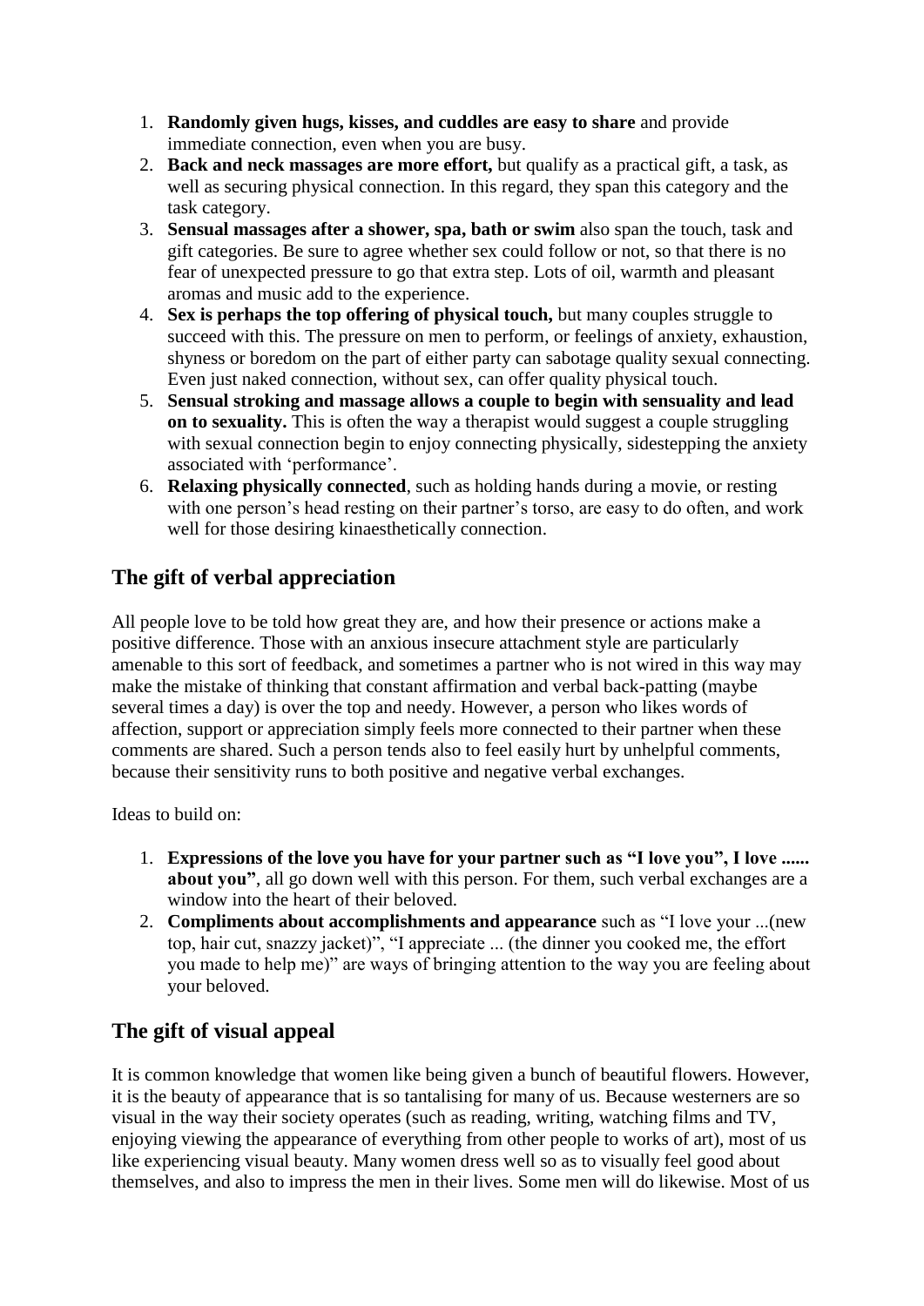1. **Randomly given hugs, kisses, and cuddles are easy to share** and provide immediate connection, even when you are busy.
2. **Back and neck massages are more effort,** but qualify as a practical gift, a task, as well as securing physical connection. In this regard, they span this category and the task category.
3. **Sensual massages after a shower, spa, bath or swim** also span the touch, task and gift categories. Be sure to agree whether sex could follow or not, so that there is no fear of unexpected pressure to go that extra step. Lots of oil, warmth and pleasant aromas and music add to the experience.
4. **Sex is perhaps the top offering of physical touch,** but many couples struggle to succeed with this. The pressure on men to perform, or feelings of anxiety, exhaustion, shyness or boredom on the part of either party can sabotage quality sexual connecting. Even just naked connection, without sex, can offer quality physical touch.
5. **Sensual stroking and massage allows a couple to begin with sensuality and lead on to sexuality.** This is often the way a therapist would suggest a couple struggling with sexual connection begin to enjoy connecting physically, sidestepping the anxiety associated with 'performance'.
6. **Relaxing physically connected**, such as holding hands during a movie, or resting with one person's head resting on their partner's torso, are easy to do often, and work well for those desiring kinaesthetically connection.

## The gift of verbal appreciation

All people love to be told how great they are, and how their presence or actions make a positive difference. Those with an anxious insecure attachment style are particularly amenable to this sort of feedback, and sometimes a partner who is not wired in this way may make the mistake of thinking that constant affirmation and verbal back-patting (maybe several times a day) is over the top and needy. However, a person who likes words of affection, support or appreciation simply feels more connected to their partner when these comments are shared. Such a person tends also to feel easily hurt by unhelpful comments, because their sensitivity runs to both positive and negative verbal exchanges.

Ideas to build on:

1. **Expressions of the love you have for your partner such as "I love you", I love ...... about you"**, all go down well with this person. For them, such verbal exchanges are a window into the heart of their beloved.
2. **Compliments about accomplishments and appearance** such as "I love your ...(new top, hair cut, snazzy jacket)", "I appreciate ... (the dinner you cooked me, the effort you made to help me)" are ways of bringing attention to the way you are feeling about your beloved.

## The gift of visual appeal

It is common knowledge that women like being given a bunch of beautiful flowers. However, it is the beauty of appearance that is so tantalising for many of us. Because westerners are so visual in the way their society operates (such as reading, writing, watching films and TV, enjoying viewing the appearance of everything from other people to works of art), most of us like experiencing visual beauty. Many women dress well so as to visually feel good about themselves, and also to impress the men in their lives. Some men will do likewise. Most of us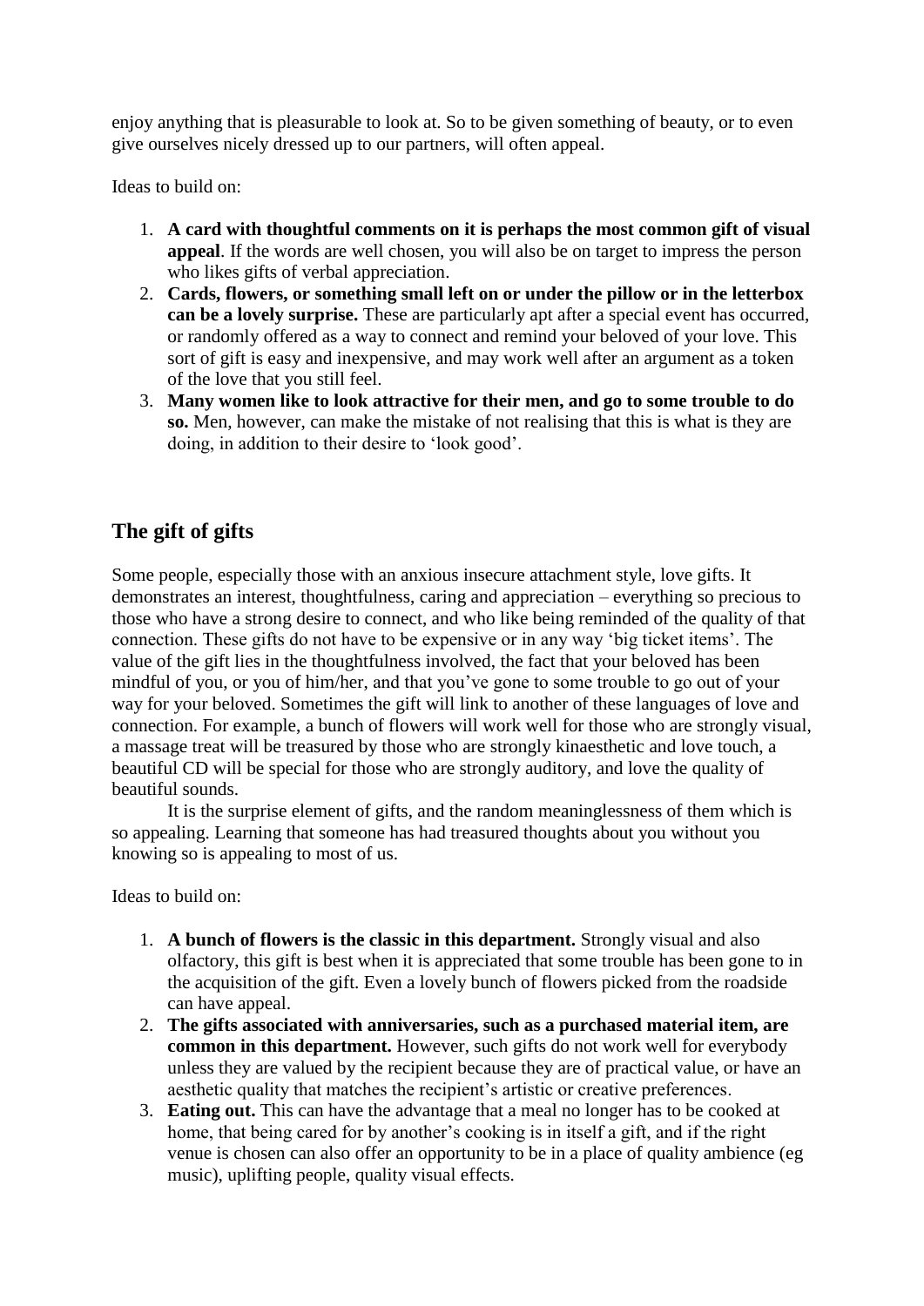enjoy anything that is pleasurable to look at. So to be given something of beauty, or to even give ourselves nicely dressed up to our partners, will often appeal.

Ideas to build on:

1. **A card with thoughtful comments on it is perhaps the most common gift of visual appeal**. If the words are well chosen, you will also be on target to impress the person who likes gifts of verbal appreciation.
2. **Cards, flowers, or something small left on or under the pillow or in the letterbox can be a lovely surprise.** These are particularly apt after a special event has occurred, or randomly offered as a way to connect and remind your beloved of your love. This sort of gift is easy and inexpensive, and may work well after an argument as a token of the love that you still feel.
3. **Many women like to look attractive for their men, and go to some trouble to do so.** Men, however, can make the mistake of not realising that this is what is they are doing, in addition to their desire to 'look good'.

## The gift of gifts

Some people, especially those with an anxious insecure attachment style, love gifts. It demonstrates an interest, thoughtfulness, caring and appreciation – everything so precious to those who have a strong desire to connect, and who like being reminded of the quality of that connection. These gifts do not have to be expensive or in any way 'big ticket items'. The value of the gift lies in the thoughtfulness involved, the fact that your beloved has been mindful of you, or you of him/her, and that you've gone to some trouble to go out of your way for your beloved. Sometimes the gift will link to another of these languages of love and connection. For example, a bunch of flowers will work well for those who are strongly visual, a massage treat will be treasured by those who are strongly kinaesthetic and love touch, a beautiful CD will be special for those who are strongly auditory, and love the quality of beautiful sounds.

It is the surprise element of gifts, and the random meaninglessness of them which is so appealing. Learning that someone has had treasured thoughts about you without you knowing so is appealing to most of us.

Ideas to build on:

1. **A bunch of flowers is the classic in this department.** Strongly visual and also olfactory, this gift is best when it is appreciated that some trouble has been gone to in the acquisition of the gift. Even a lovely bunch of flowers picked from the roadside can have appeal.
2. **The gifts associated with anniversaries, such as a purchased material item, are common in this department.** However, such gifts do not work well for everybody unless they are valued by the recipient because they are of practical value, or have an aesthetic quality that matches the recipient's artistic or creative preferences.
3. **Eating out.** This can have the advantage that a meal no longer has to be cooked at home, that being cared for by another's cooking is in itself a gift, and if the right venue is chosen can also offer an opportunity to be in a place of quality ambience (eg music), uplifting people, quality visual effects.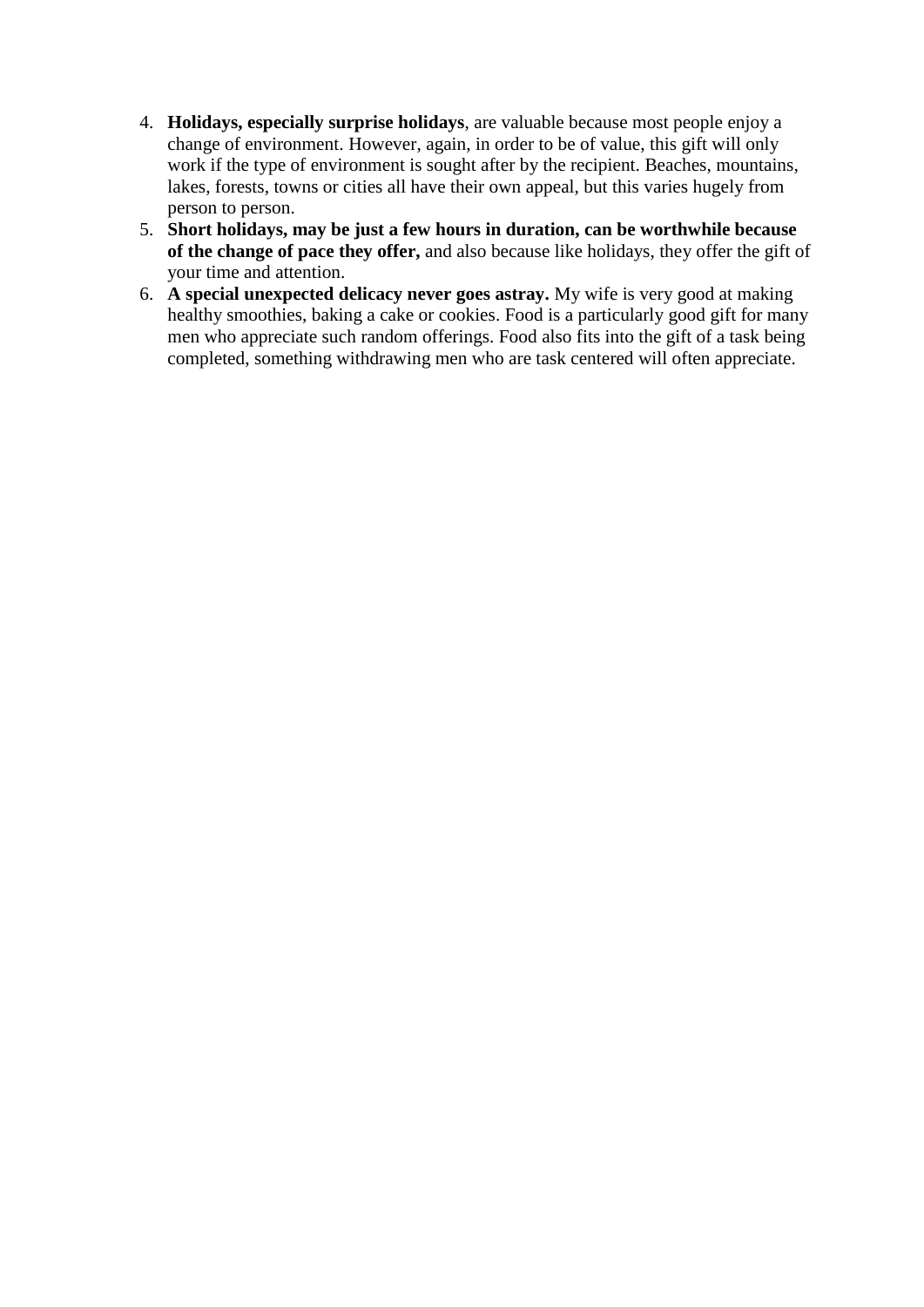4. **Holidays, especially surprise holidays**, are valuable because most people enjoy a change of environment. However, again, in order to be of value, this gift will only work if the type of environment is sought after by the recipient. Beaches, mountains, lakes, forests, towns or cities all have their own appeal, but this varies hugely from person to person.
5. **Short holidays, may be just a few hours in duration, can be worthwhile because of the change of pace they offer,** and also because like holidays, they offer the gift of your time and attention.
6. **A special unexpected delicacy never goes astray.** My wife is very good at making healthy smoothies, baking a cake or cookies. Food is a particularly good gift for many men who appreciate such random offerings. Food also fits into the gift of a task being completed, something withdrawing men who are task centered will often appreciate.